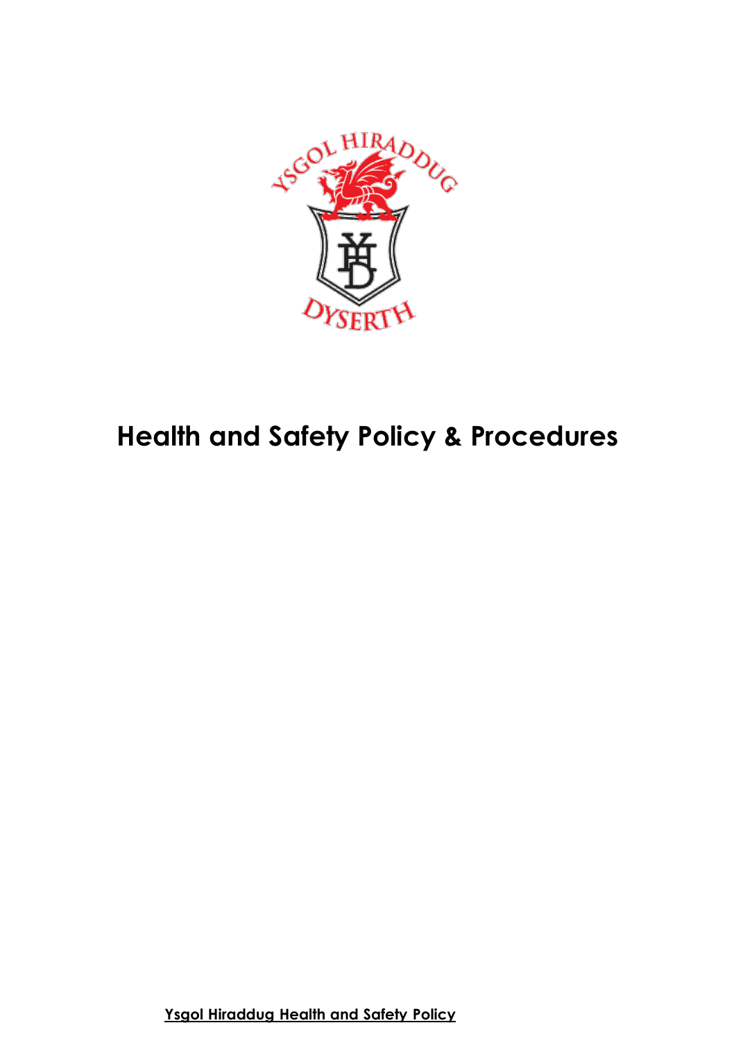# Health and Safety Policy & Procedures

**Ysgol Hiraddug Health and Safety Policy**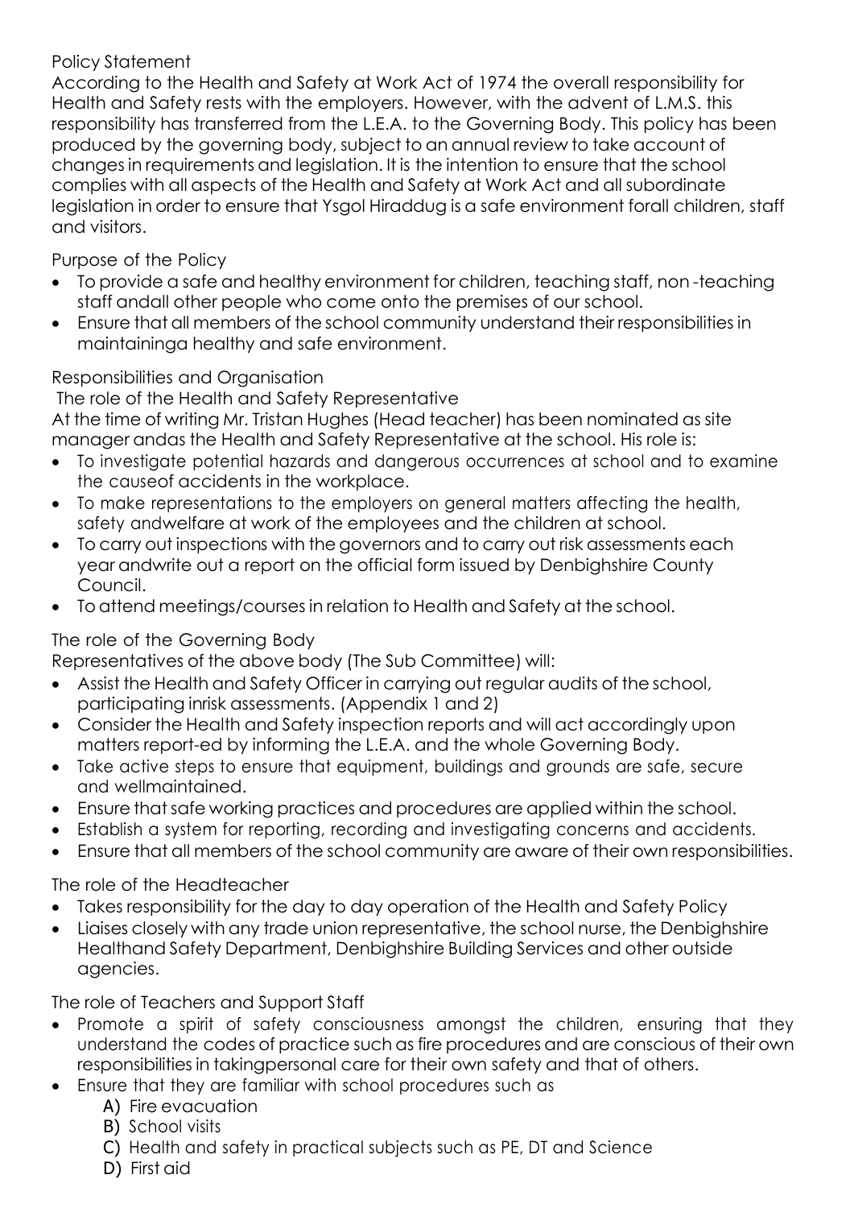## Policy Statement

According to the Health and Safety at Work Act of 1974 the overall responsibility for Health and Safety rests with the employers. However, with the advent of L.M.S. this responsibility has transferred from the L.E.A. to the Governing Body. This policy has been produced by the governing body, subject to an annual review to take account of changes in requirements and legislation. It is the intention to ensure that the school complies with all aspects of the Health and Safety at Work Act and all subordinate legislation in order to ensure that Ysgol Hiraddug is a safe environment forall children, staff and visitors.

## Purpose of the Policy

- To provide a safe and healthy environment for children, teaching staff, non -teaching staff andall other people who come onto the premises of our school.
- Ensure that all members of the school community understand their responsibilities in maintaininga healthy and safe environment.

## Responsibilities and Organisation

### The role of the Health and Safety Representative

At the time of writing Mr. Tristan Hughes (Head teacher) has been nominated as site manager andas the Health and Safety Representative at the school. His role is:

- To investigate potential hazards and dangerous occurrences at school and to examine the causeof accidents in the workplace.
- To make representations to the employers on general matters affecting the health, safety andwelfare at work of the employees and the children at school.
- To carry out inspections with the governors and to carry out risk assessments each year andwrite out a report on the official form issued by Denbighshire County Council.
- To attend meetings/courses in relation to Health and Safety at the school.

### The role of the Governing Body

Representatives of the above body (The Sub Committee) will:

- Assist the Health and Safety Officer in carrying out regular audits of the school, participating inrisk assessments. (Appendix 1 and 2)
- Consider the Health and Safety inspection reports and will act accordingly upon matters report-ed by informing the L.E.A. and the whole Governing Body.
- Take active steps to ensure that equipment, buildings and grounds are safe, secure and wellmaintained.
- Ensure that safe working practices and procedures are applied within the school.
- Establish a system for reporting, recording and investigating concerns and accidents.
- Ensure that all members of the school community are aware of their own responsibilities.

### The role of the Headteacher

- Takes responsibility for the day to day operation of the Health and Safety Policy
- Liaises closely with any trade union representative, the school nurse, the Denbighshire Healthand Safety Department, Denbighshire Building Services and other outside agencies.

### The role of Teachers and Support Staff

- Promote a spirit of safety consciousness amongst the children, ensuring that they understand the codes of practice such as fire procedures and are conscious of their own responsibilities in takingpersonal care for their own safety and that of others.
- Ensure that they are familiar with school procedures such as
  - A) Fire evacuation
  - B) School visits
  - C) Health and safety in practical subjects such as PE, DT and Science
  - D) First aid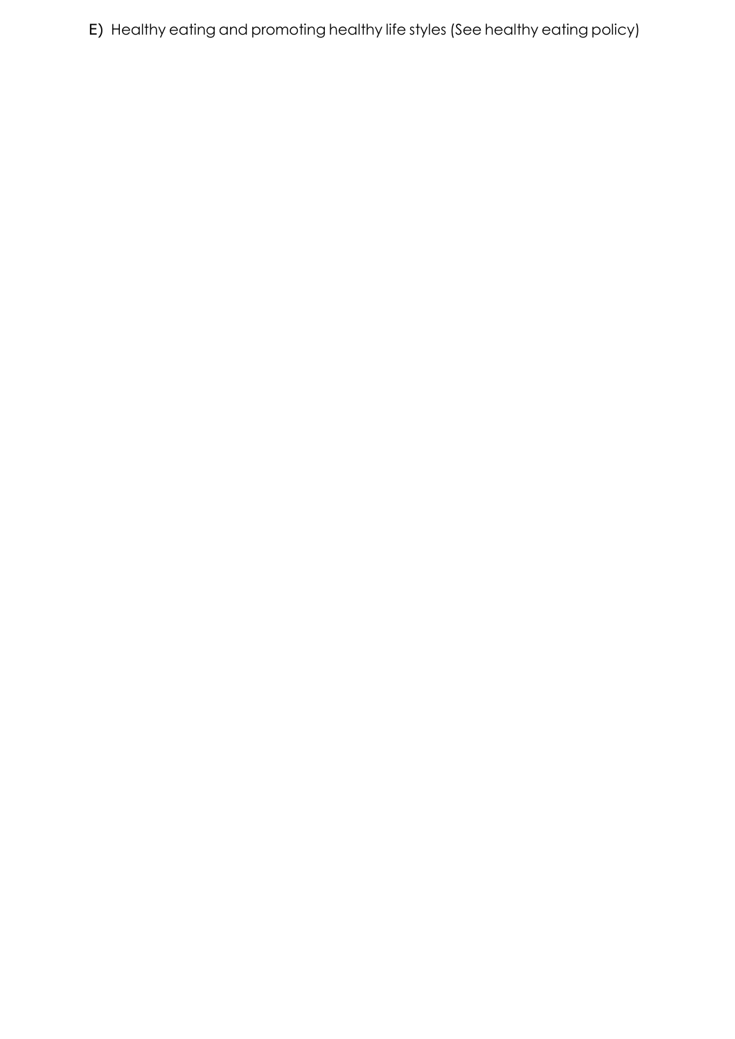E) Healthy eating and promoting healthy life styles (See healthy eating policy)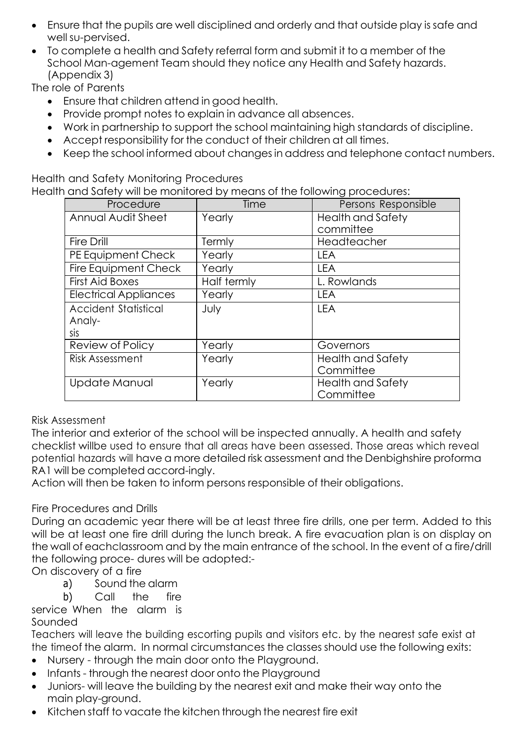- Ensure that the pupils are well disciplined and orderly and that outside play is safe and well su-pervised.
- To complete a health and Safety referral form and submit it to a member of the School Man-agement Team should they notice any Health and Safety hazards. (Appendix 3)

The role of Parents

- Ensure that children attend in good health.
- Provide prompt notes to explain in advance all absences.
- Work in partnership to support the school maintaining high standards of discipline.
- Accept responsibility for the conduct of their children at all times.
- Keep the school informed about changes in address and telephone contact numbers.

Health and Safety Monitoring Procedures

Health and Safety will be monitored by means of the following procedures:

| Procedure | Time | Persons Responsible |
|---|---|---|
| Annual Audit Sheet | Yearly | Health and Safety committee |
| Fire Drill | Termly | Headteacher |
| PE Equipment Check | Yearly | LEA |
| Fire Equipment Check | Yearly | LEA |
| First Aid Boxes | Half termly | L. Rowlands |
| Electrical Appliances | Yearly | LEA |
| Accident Statistical Analy-sis | July | LEA |
| Review of Policy | Yearly | Governors |
| Risk Assessment | Yearly | Health and Safety Committee |
| Update Manual | Yearly | Health and Safety Committee |

Risk Assessment

The interior and exterior of the school will be inspected annually. A health and safety checklist willbe used to ensure that all areas have been assessed. Those areas which reveal potential hazards will have a more detailed risk assessment and the Denbighshire proforma RA1 will be completed accord-ingly.

Action will then be taken to inform persons responsible of their obligations.

Fire Procedures and Drills

During an academic year there will be at least three fire drills, one per term. Added to this will be at least one fire drill during the lunch break. A fire evacuation plan is on display on the wall of eachclassroom and by the main entrance of the school. In the event of a fire/drill the following proce- dures will be adopted:-

On discovery of a fire

a) Sound the alarm

b) Call the fire service When the alarm is Sounded

Teachers will leave the building escorting pupils and visitors etc. by the nearest safe exist at the timeof the alarm. In normal circumstances the classes should use the following exits:

- Nursery - through the main door onto the Playground.
- Infants - through the nearest door onto the Playground
- Juniors- will leave the building by the nearest exit and make their way onto the main play-ground.
- Kitchen staff to vacate the kitchen through the nearest fire exit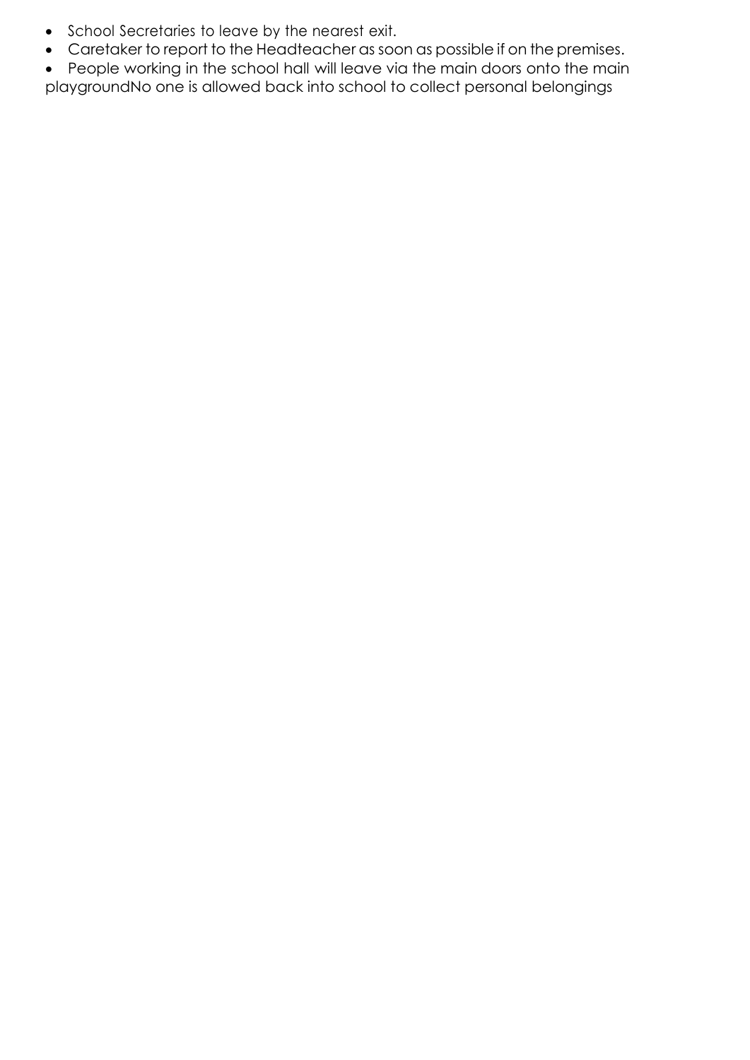- School Secretaries to leave by the nearest exit.
- Caretaker to report to the Headteacher as soon as possible if on the premises.
- People working in the school hall will leave via the main doors onto the main playgroundNo one is allowed back into school to collect personal belongings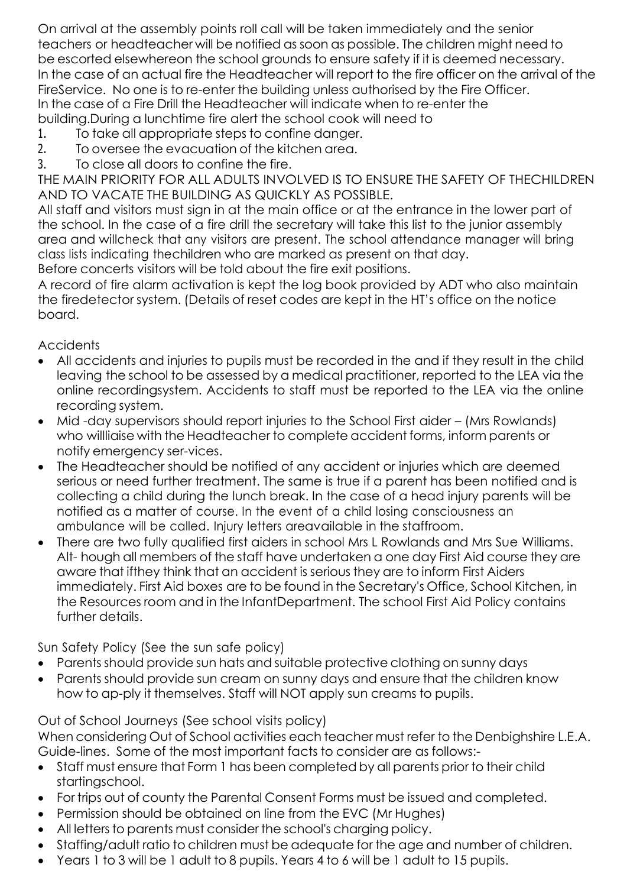On arrival at the assembly points roll call will be taken immediately and the senior teachers or headteacher will be notified as soon as possible. The children might need to be escorted elsewhereon the school grounds to ensure safety if it is deemed necessary. In the case of an actual fire the Headteacher will report to the fire officer on the arrival of the FireService. No one is to re-enter the building unless authorised by the Fire Officer. In the case of a Fire Drill the Headteacher will indicate when to re-enter the building.During a lunchtime fire alert the school cook will need to

1. To take all appropriate steps to confine danger.
2. To oversee the evacuation of the kitchen area.
3. To close all doors to confine the fire.

THE MAIN PRIORITY FOR ALL ADULTS INVOLVED IS TO ENSURE THE SAFETY OF THECHILDREN AND TO VACATE THE BUILDING AS QUICKLY AS POSSIBLE.

All staff and visitors must sign in at the main office or at the entrance in the lower part of the school. In the case of a fire drill the secretary will take this list to the junior assembly area and willcheck that any visitors are present. The school attendance manager will bring class lists indicating thechildren who are marked as present on that day.

Before concerts visitors will be told about the fire exit positions.

A record of fire alarm activation is kept the log book provided by ADT who also maintain the firedetector system. (Details of reset codes are kept in the HT's office on the notice board.

## Accidents

- All accidents and injuries to pupils must be recorded in the and if they result in the child leaving the school to be assessed by a medical practitioner, reported to the LEA via the online recordingsystem. Accidents to staff must be reported to the LEA via the online recording system.
- Mid -day supervisors should report injuries to the School First aider – (Mrs Rowlands) who willliaise with the Headteacher to complete accident forms, inform parents or notify emergency ser-vices.
- The Headteacher should be notified of any accident or injuries which are deemed serious or need further treatment. The same is true if a parent has been notified and is collecting a child during the lunch break. In the case of a head injury parents will be notified as a matter of course. In the event of a child losing consciousness an ambulance will be called. Injury letters areavailable in the staffroom.
- There are two fully qualified first aiders in school Mrs L Rowlands and Mrs Sue Williams. Alt- hough all members of the staff have undertaken a one day First Aid course they are aware that ifthey think that an accident is serious they are to inform First Aiders immediately. First Aid boxes are to be found in the Secretary's Office, School Kitchen, in the Resources room and in the InfantDepartment. The school First Aid Policy contains further details.

## Sun Safety Policy (See the sun safe policy)

- Parents should provide sun hats and suitable protective clothing on sunny days
- Parents should provide sun cream on sunny days and ensure that the children know how to ap-ply it themselves. Staff will NOT apply sun creams to pupils.

## Out of School Journeys (See school visits policy)

When considering Out of School activities each teacher must refer to the Denbighshire L.E.A. Guide-lines. Some of the most important facts to consider are as follows:-

- Staff must ensure that Form 1 has been completed by all parents prior to their child startingschool.
- For trips out of county the Parental Consent Forms must be issued and completed.
- Permission should be obtained on line from the EVC (Mr Hughes)
- All letters to parents must consider the school's charging policy.
- Staffing/adult ratio to children must be adequate for the age and number of children.
- Years 1 to 3 will be 1 adult to 8 pupils. Years 4 to 6 will be 1 adult to 15 pupils.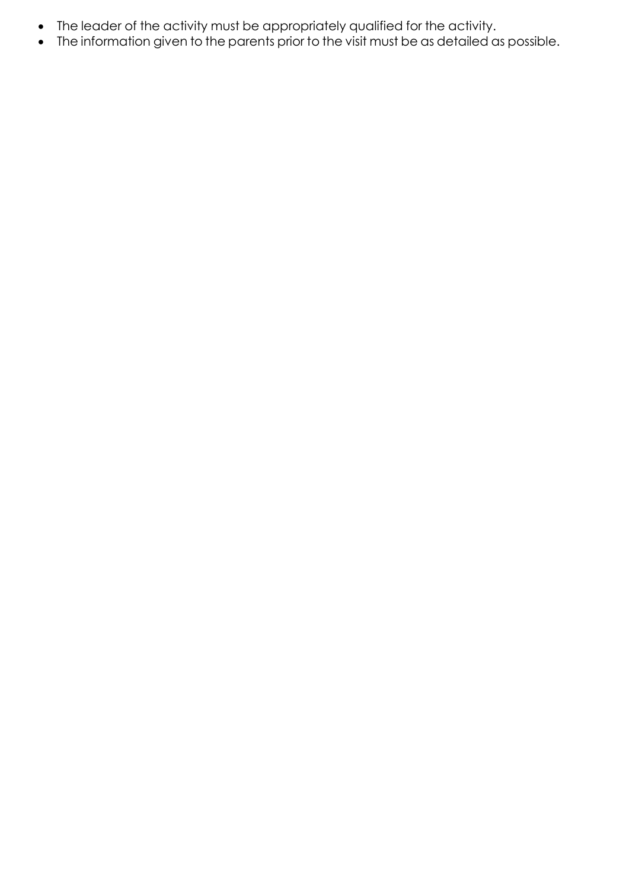- The leader of the activity must be appropriately qualified for the activity.
- The information given to the parents prior to the visit must be as detailed as possible.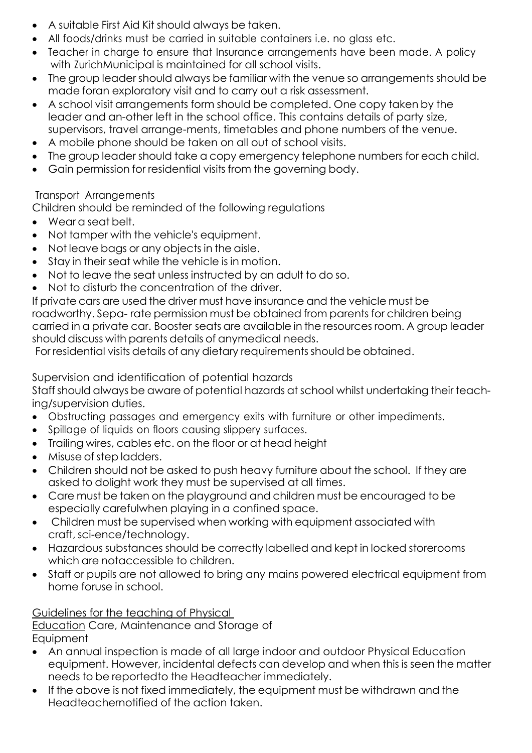- A suitable First Aid Kit should always be taken.
- All foods/drinks must be carried in suitable containers i.e. no glass etc.
- Teacher in charge to ensure that Insurance arrangements have been made. A policy with ZurichMunicipal is maintained for all school visits.
- The group leader should always be familiar with the venue so arrangements should be made foran exploratory visit and to carry out a risk assessment.
- A school visit arrangements form should be completed. One copy taken by the leader and an-other left in the school office. This contains details of party size, supervisors, travel arrange-ments, timetables and phone numbers of the venue.
- A mobile phone should be taken on all out of school visits.
- The group leader should take a copy emergency telephone numbers for each child.
- Gain permission for residential visits from the governing body.

Transport Arrangements

Children should be reminded of the following regulations

- Wear a seat belt.
- Not tamper with the vehicle's equipment.
- Not leave bags or any objects in the aisle.
- Stay in their seat while the vehicle is in motion.
- Not to leave the seat unless instructed by an adult to do so.
- Not to disturb the concentration of the driver.

If private cars are used the driver must have insurance and the vehicle must be roadworthy. Sepa- rate permission must be obtained from parents for children being carried in a private car. Booster seats are available in the resources room. A group leader should discuss with parents details of anymedical needs.

For residential visits details of any dietary requirements should be obtained.

Supervision and identification of potential hazards

Staff should always be aware of potential hazards at school whilst undertaking their teach-ing/supervision duties.

- Obstructing passages and emergency exits with furniture or other impediments.
- Spillage of liquids on floors causing slippery surfaces.
- Trailing wires, cables etc. on the floor or at head height
- Misuse of step ladders.
- Children should not be asked to push heavy furniture about the school. If they are asked to dolight work they must be supervised at all times.
- Care must be taken on the playground and children must be encouraged to be especially carefulwhen playing in a confined space.
- Children must be supervised when working with equipment associated with craft, sci-ence/technology.
- Hazardous substances should be correctly labelled and kept in locked storerooms which are notaccessible to children.
- Staff or pupils are not allowed to bring any mains powered electrical equipment from home foruse in school.

<u>Guidelines for the teaching of Physical Education</u> Care, Maintenance and Storage of Equipment

- An annual inspection is made of all large indoor and outdoor Physical Education equipment. However, incidental defects can develop and when this is seen the matter needs to be reportedto the Headteacher immediately.
- If the above is not fixed immediately, the equipment must be withdrawn and the Headteachernotified of the action taken.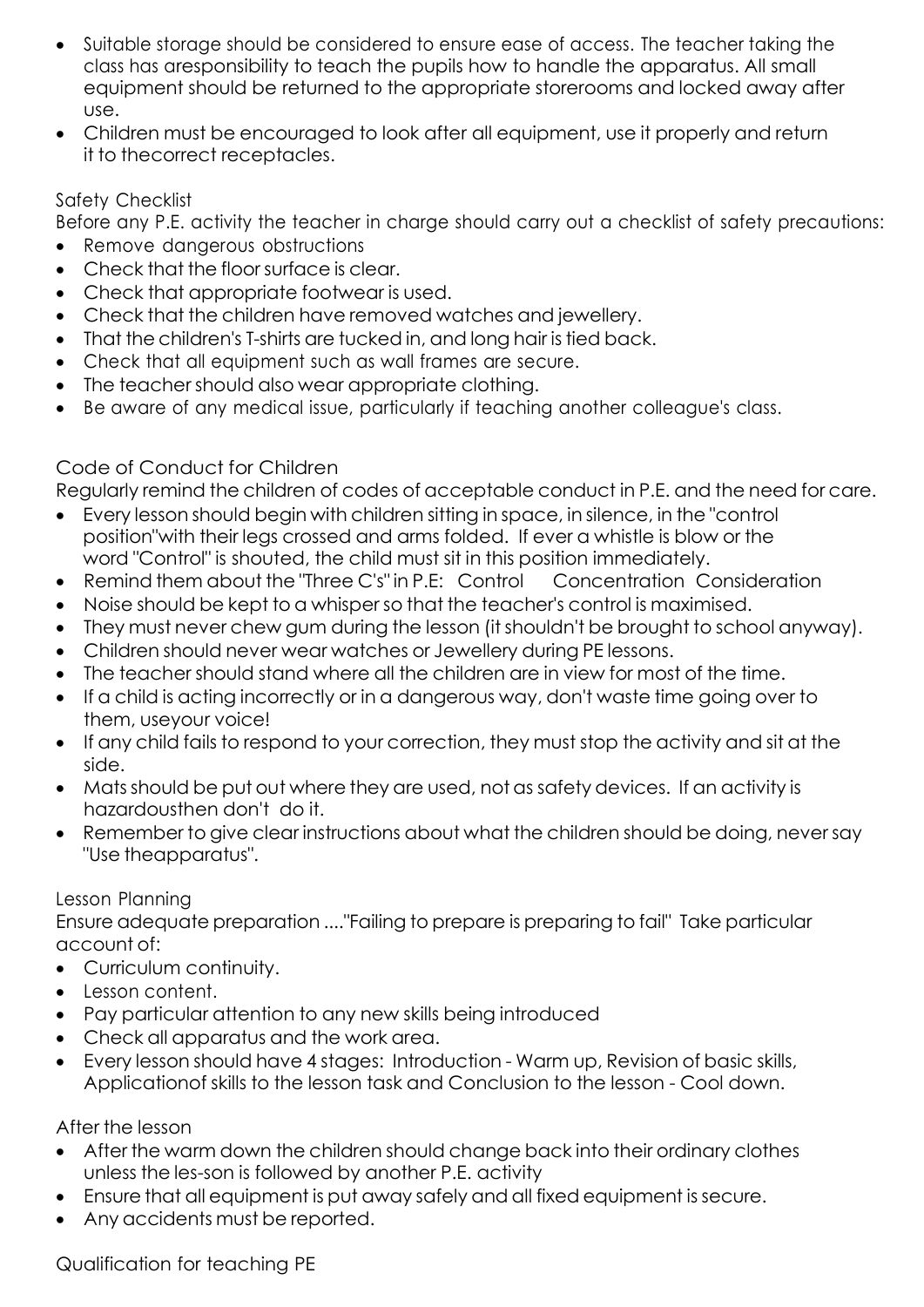- Suitable storage should be considered to ensure ease of access. The teacher taking the class has aresponsibility to teach the pupils how to handle the apparatus. All small equipment should be returned to the appropriate storerooms and locked away after use.
- Children must be encouraged to look after all equipment, use it properly and return it to thecorrect receptacles.

## Safety Checklist

Before any P.E. activity the teacher in charge should carry out a checklist of safety precautions:

- Remove dangerous obstructions
- Check that the floor surface is clear.
- Check that appropriate footwear is used.
- Check that the children have removed watches and jewellery.
- That the children's T-shirts are tucked in, and long hair is tied back.
- Check that all equipment such as wall frames are secure.
- The teacher should also wear appropriate clothing.
- Be aware of any medical issue, particularly if teaching another colleague's class.

## Code of Conduct for Children

Regularly remind the children of codes of acceptable conduct in P.E. and the need for care.

- Every lesson should begin with children sitting in space, in silence, in the "control position"with their legs crossed and arms folded. If ever a whistle is blow or the word "Control" is shouted, the child must sit in this position immediately.
- Remind them about the "Three C's" in P.E: Control Concentration Consideration
- Noise should be kept to a whisper so that the teacher's control is maximised.
- They must never chew gum during the lesson (it shouldn't be brought to school anyway).
- Children should never wear watches or Jewellery during PE lessons.
- The teacher should stand where all the children are in view for most of the time.
- If a child is acting incorrectly or in a dangerous way, don't waste time going over to them, useyour voice!
- If any child fails to respond to your correction, they must stop the activity and sit at the side.
- Mats should be put out where they are used, not as safety devices. If an activity is hazardousthen don't do it.
- Remember to give clear instructions about what the children should be doing, never say "Use theapparatus".

## Lesson Planning

Ensure adequate preparation ...."Failing to prepare is preparing to fail" Take particular account of:

- Curriculum continuity.
- Lesson content.
- Pay particular attention to any new skills being introduced
- Check all apparatus and the work area.
- Every lesson should have 4 stages: Introduction - Warm up, Revision of basic skills, Applicationof skills to the lesson task and Conclusion to the lesson - Cool down.

## After the lesson

- After the warm down the children should change back into their ordinary clothes unless the les-son is followed by another P.E. activity
- Ensure that all equipment is put away safely and all fixed equipment is secure.
- Any accidents must be reported.

## Qualification for teaching PE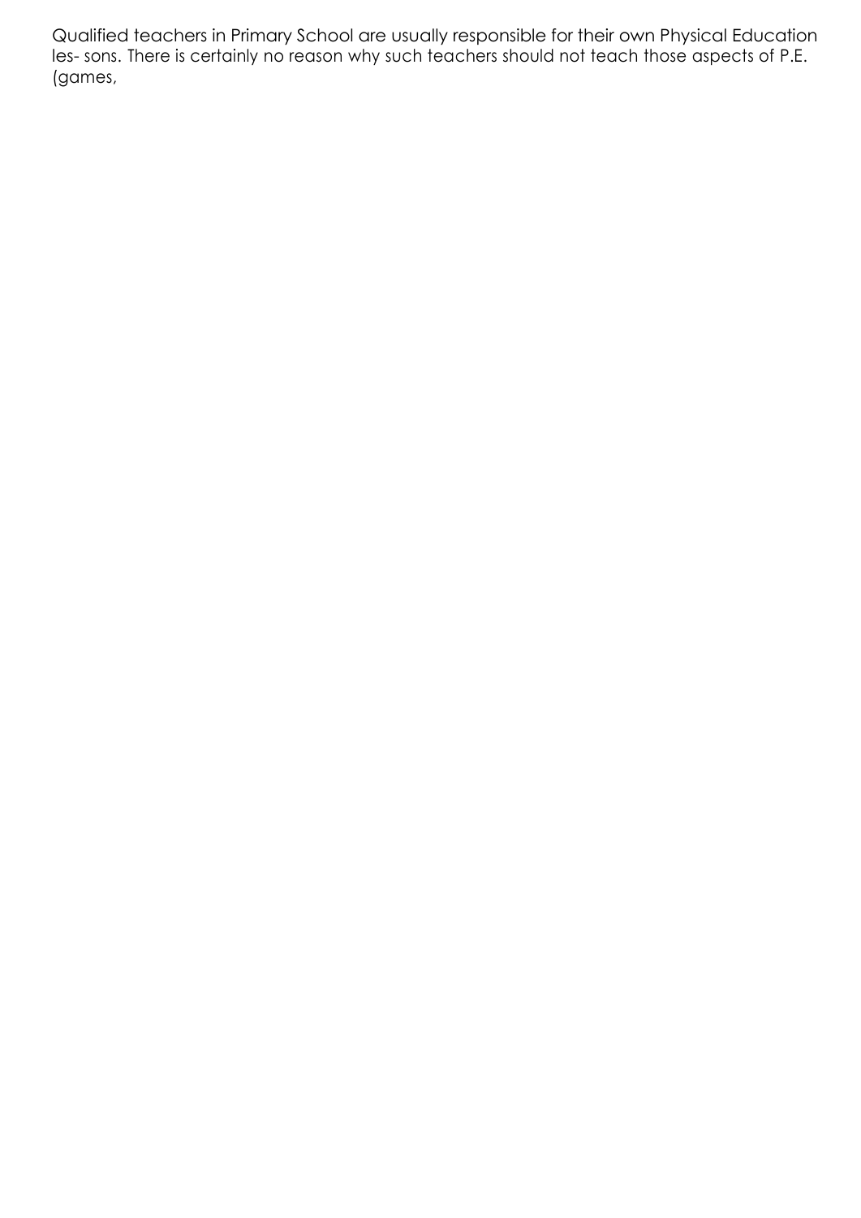Qualified teachers in Primary School are usually responsible for their own Physical Education les- sons. There is certainly no reason why such teachers should not teach those aspects of P.E. (games,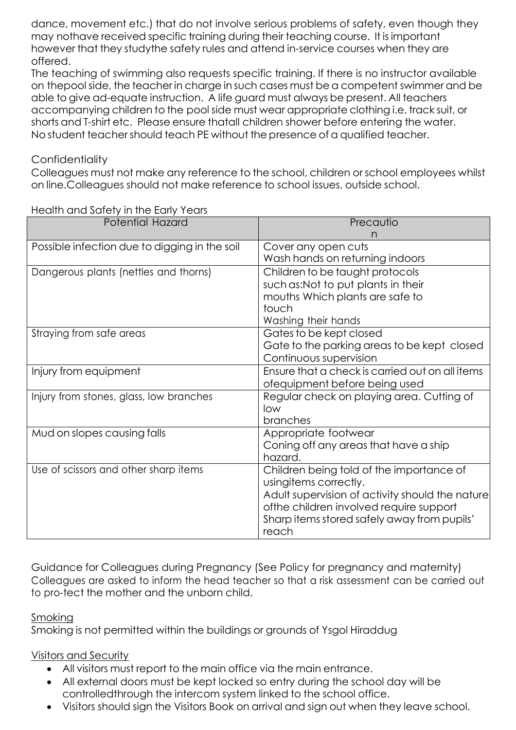dance, movement etc.) that do not involve serious problems of safety, even though they may nothave received specific training during their teaching course. It is important however that they studythe safety rules and attend in-service courses when they are offered.

The teaching of swimming also requests specific training. If there is no instructor available on thepool side, the teacher in charge in such cases must be a competent swimmer and be able to give ad-equate instruction. A life guard must always be present. All teachers accompanying children to the pool side must wear appropriate clothing i.e. track suit, or shorts and T-shirt etc. Please ensure thatall children shower before entering the water.

No student teacher should teach PE without the presence of a qualified teacher.

Confidentiality

Colleagues must not make any reference to the school, children or school employees whilst on line.Colleagues should not make reference to school issues, outside school.

Health and Safety in the Early Years

| Potential Hazard | Precaution |
|---|---|
| Possible infection due to digging in the soil | Cover any open cuts<br>Wash hands on returning indoors |
| Dangerous plants (nettles and thorns) | Children to be taught protocols such as:Not to put plants in their mouths Which plants are safe to touch<br>Washing their hands |
| Straying from safe areas | Gates to be kept closed<br>Gate to the parking areas to be kept closed<br>Continuous supervision |
| Injury from equipment | Ensure that a check is carried out on all items ofequipment before being used |
| Injury from stones, glass, low branches | Regular check on playing area. Cutting of low branches |
| Mud on slopes causing falls | Appropriate footwear<br>Coning off any areas that have a ship hazard. |
| Use of scissors and other sharp items | Children being told of the importance of usingitems correctly.<br>Adult supervision of activity should the nature ofthe children involved require support<br>Sharp items stored safely away from pupils' reach |

Guidance for Colleagues during Pregnancy (See Policy for pregnancy and maternity)

Colleagues are asked to inform the head teacher so that a risk assessment can be carried out to pro-tect the mother and the unborn child.

Smoking

Smoking is not permitted within the buildings or grounds of Ysgol Hiraddug

Visitors and Security

- All visitors must report to the main office via the main entrance.
- All external doors must be kept locked so entry during the school day will be controlledthrough the intercom system linked to the school office.
- Visitors should sign the Visitors Book on arrival and sign out when they leave school.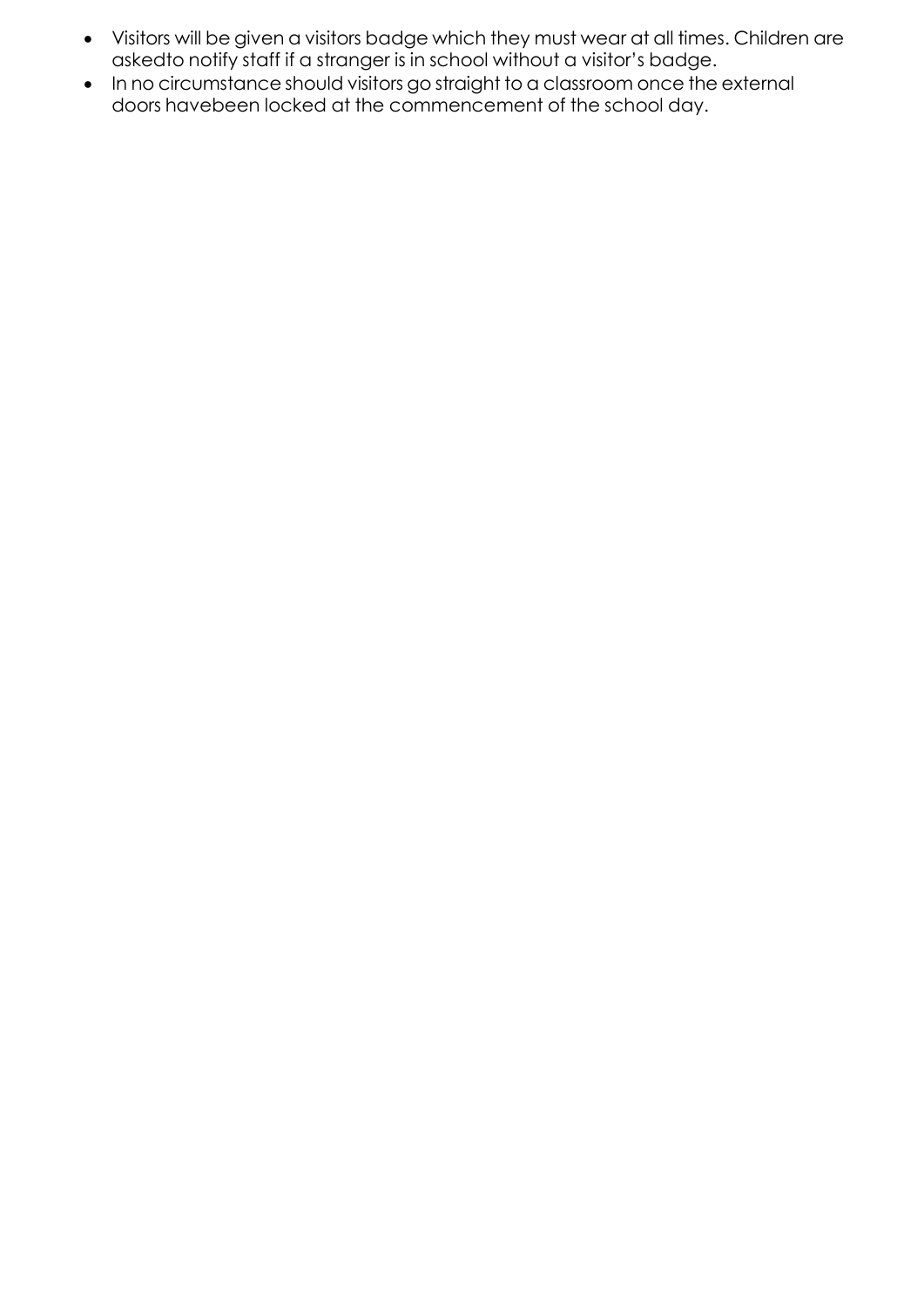- Visitors will be given a visitors badge which they must wear at all times. Children are askedto notify staff if a stranger is in school without a visitor's badge.
- In no circumstance should visitors go straight to a classroom once the external doors havebeen locked at the commencement of the school day.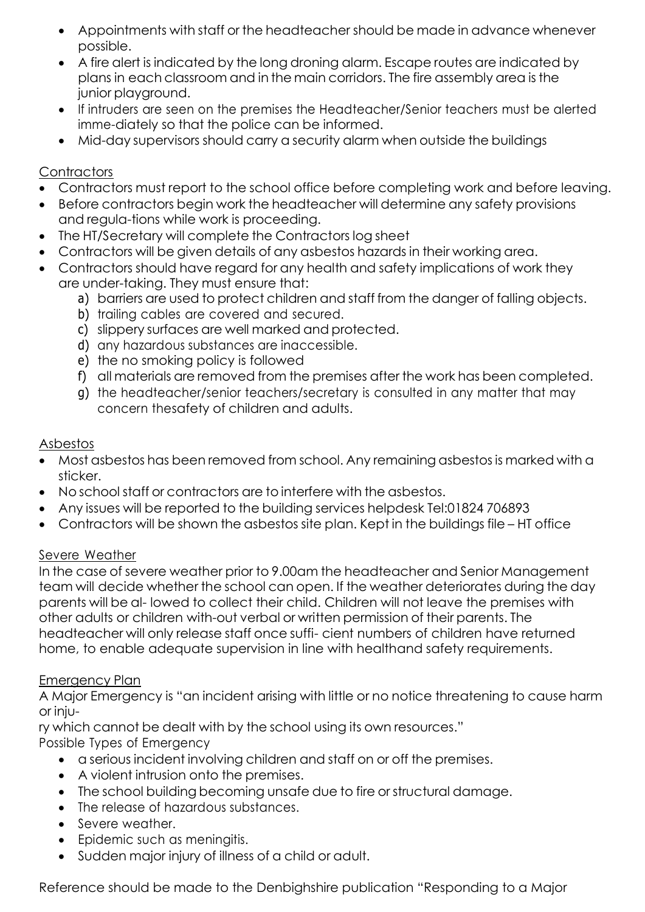- Appointments with staff or the headteacher should be made in advance whenever possible.
- A fire alert is indicated by the long droning alarm. Escape routes are indicated by plans in each classroom and in the main corridors. The fire assembly area is the junior playground.
- If intruders are seen on the premises the Headteacher/Senior teachers must be alerted imme-diately so that the police can be informed.
- Mid-day supervisors should carry a security alarm when outside the buildings

## Contractors

- Contractors must report to the school office before completing work and before leaving.
- Before contractors begin work the headteacher will determine any safety provisions and regula-tions while work is proceeding.
- The HT/Secretary will complete the Contractors log sheet
- Contractors will be given details of any asbestos hazards in their working area.
- Contractors should have regard for any health and safety implications of work they are under-taking. They must ensure that:
  a) barriers are used to protect children and staff from the danger of falling objects.
  b) trailing cables are covered and secured.
  c) slippery surfaces are well marked and protected.
  d) any hazardous substances are inaccessible.
  e) the no smoking policy is followed
  f) all materials are removed from the premises after the work has been completed.
  g) the headteacher/senior teachers/secretary is consulted in any matter that may concern thesafety of children and adults.

## Asbestos

- Most asbestos has been removed from school. Any remaining asbestos is marked with a sticker.
- No school staff or contractors are to interfere with the asbestos.
- Any issues will be reported to the building services helpdesk Tel:01824 706893
- Contractors will be shown the asbestos site plan. Kept in the buildings file – HT office

## Severe Weather

In the case of severe weather prior to 9.00am the headteacher and Senior Management team will decide whether the school can open. If the weather deteriorates during the day parents will be al- lowed to collect their child. Children will not leave the premises with other adults or children with-out verbal or written permission of their parents. The headteacher will only release staff once suffi- cient numbers of children have returned home, to enable adequate supervision in line with healthand safety requirements.

## Emergency Plan

A Major Emergency is "an incident arising with little or no notice threatening to cause harm or inju-
ry which cannot be dealt with by the school using its own resources."

Possible Types of Emergency

- a serious incident involving children and staff on or off the premises.
- A violent intrusion onto the premises.
- The school building becoming unsafe due to fire or structural damage.
- The release of hazardous substances.
- Severe weather.
- Epidemic such as meningitis.
- Sudden major injury of illness of a child or adult.

Reference should be made to the Denbighshire publication "Responding to a Major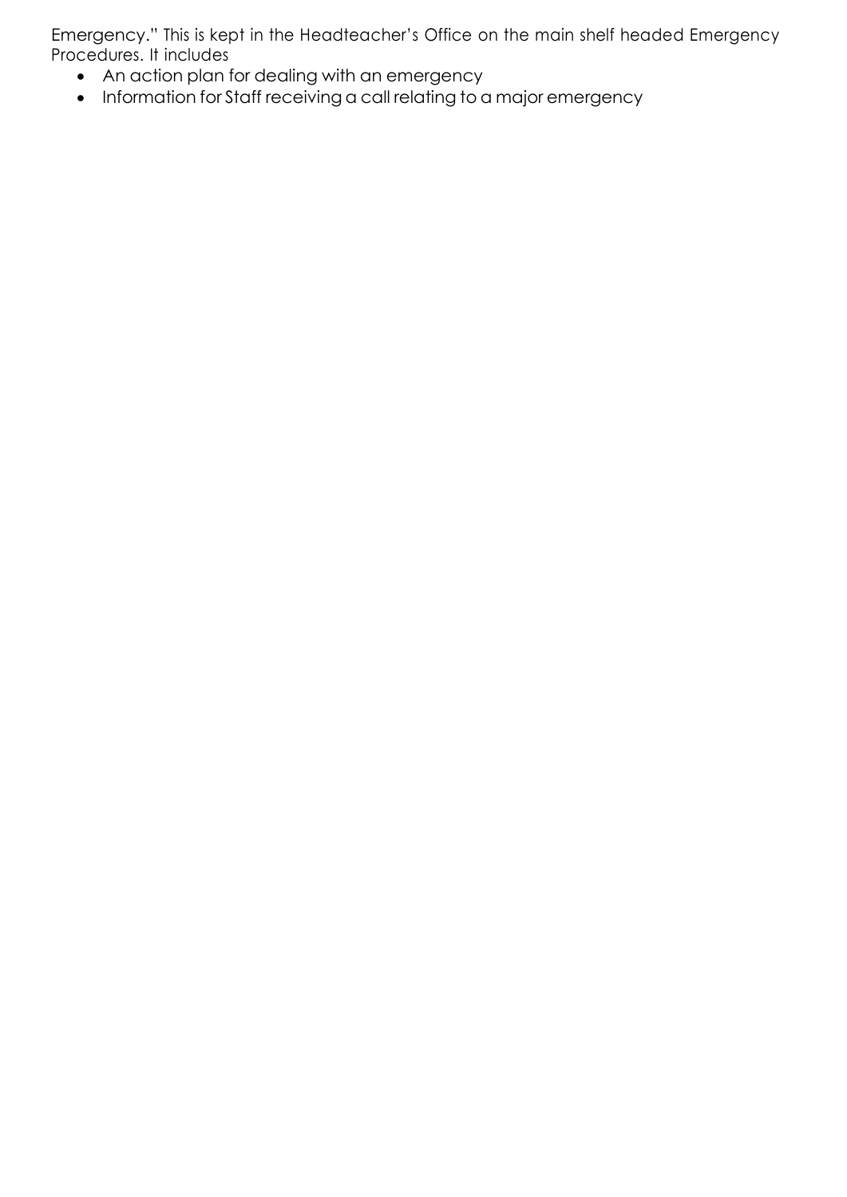Emergency." This is kept in the Headteacher's Office on the main shelf headed Emergency Procedures. It includes

- An action plan for dealing with an emergency
- Information for Staff receiving a call relating to a major emergency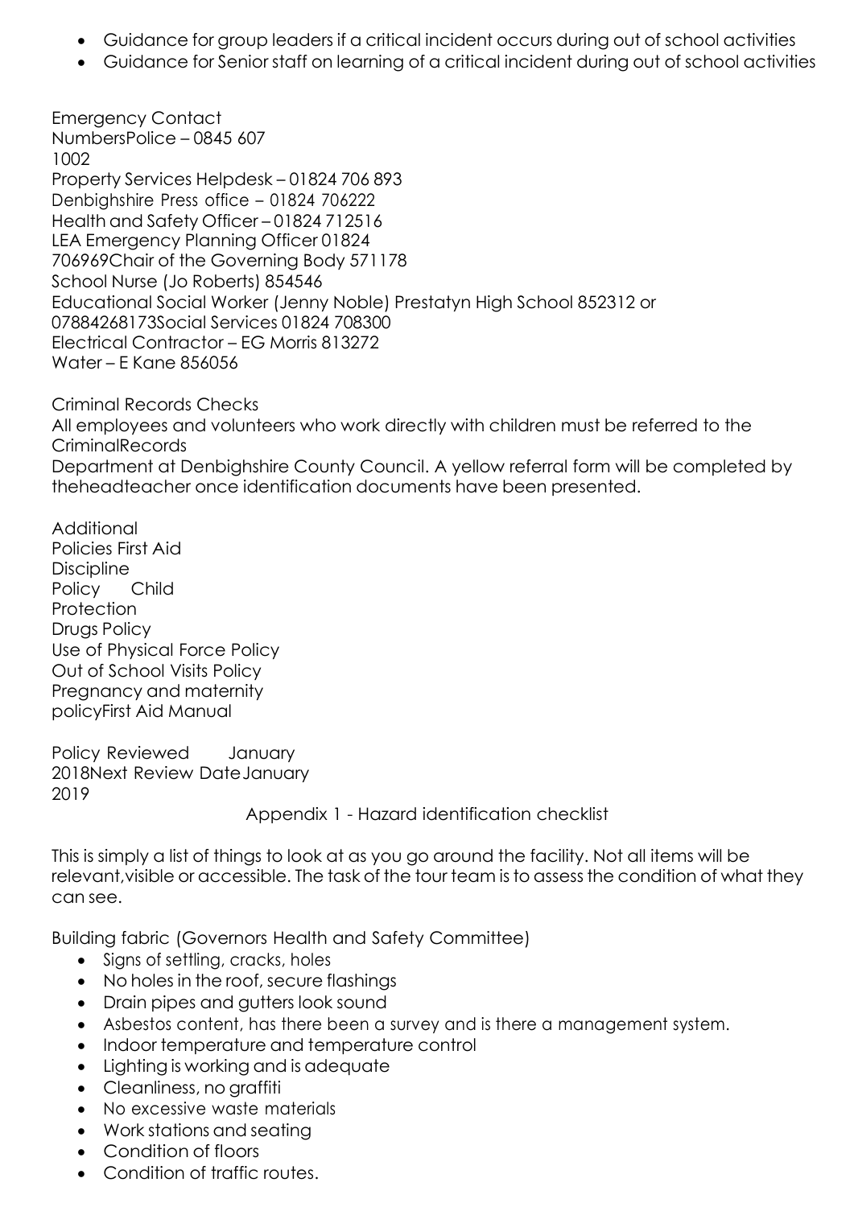- Guidance for group leaders if a critical incident occurs during out of school activities
- Guidance for Senior staff on learning of a critical incident during out of school activities

Emergency Contact NumbersPolice – 0845 607 1002
Property Services Helpdesk – 01824 706 893
Denbighshire Press office – 01824 706222
Health and Safety Officer – 01824 712516
LEA Emergency Planning Officer 01824 706969Chair of the Governing Body 571178
School Nurse (Jo Roberts) 854546
Educational Social Worker (Jenny Noble) Prestatyn High School 852312 or 07884268173Social Services 01824 708300
Electrical Contractor – EG Morris 813272
Water – E Kane 856056

Criminal Records Checks
All employees and volunteers who work directly with children must be referred to the CriminalRecords Department at Denbighshire County Council. A yellow referral form will be completed by theheadteacher once identification documents have been presented.

Additional Policies First Aid
Discipline Policy Child Protection
Drugs Policy
Use of Physical Force Policy
Out of School Visits Policy
Pregnancy and maternity policyFirst Aid Manual

Policy Reviewed January 2018Next Review DateJanuary 2019

## Appendix 1 - Hazard identification checklist

This is simply a list of things to look at as you go around the facility. Not all items will be relevant,visible or accessible. The task of the tour team is to assess the condition of what they can see.

Building fabric (Governors Health and Safety Committee)

- Signs of settling, cracks, holes
- No holes in the roof, secure flashings
- Drain pipes and gutters look sound
- Asbestos content, has there been a survey and is there a management system.
- Indoor temperature and temperature control
- Lighting is working and is adequate
- Cleanliness, no graffiti
- No excessive waste materials
- Work stations and seating
- Condition of floors
- Condition of traffic routes.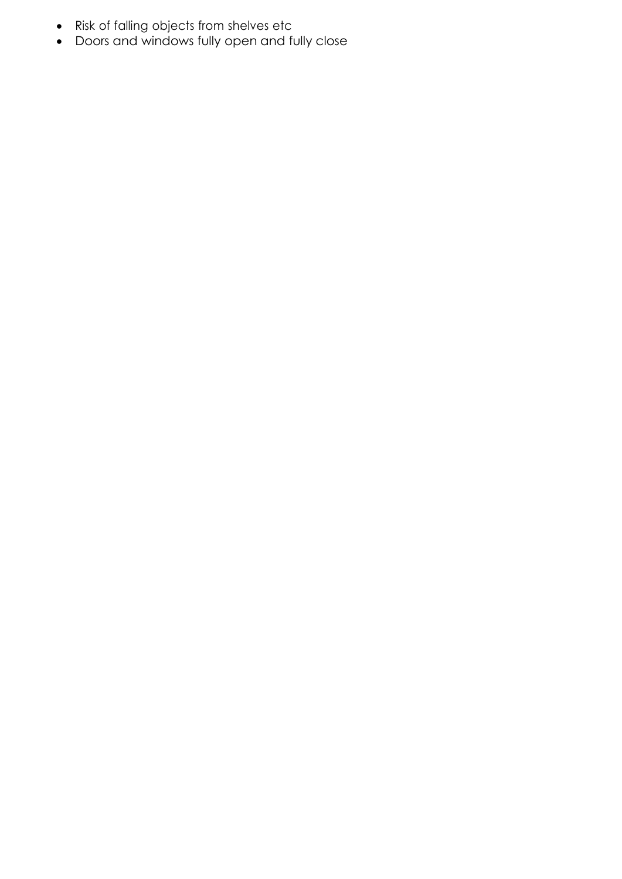- Risk of falling objects from shelves etc
- Doors and windows fully open and fully close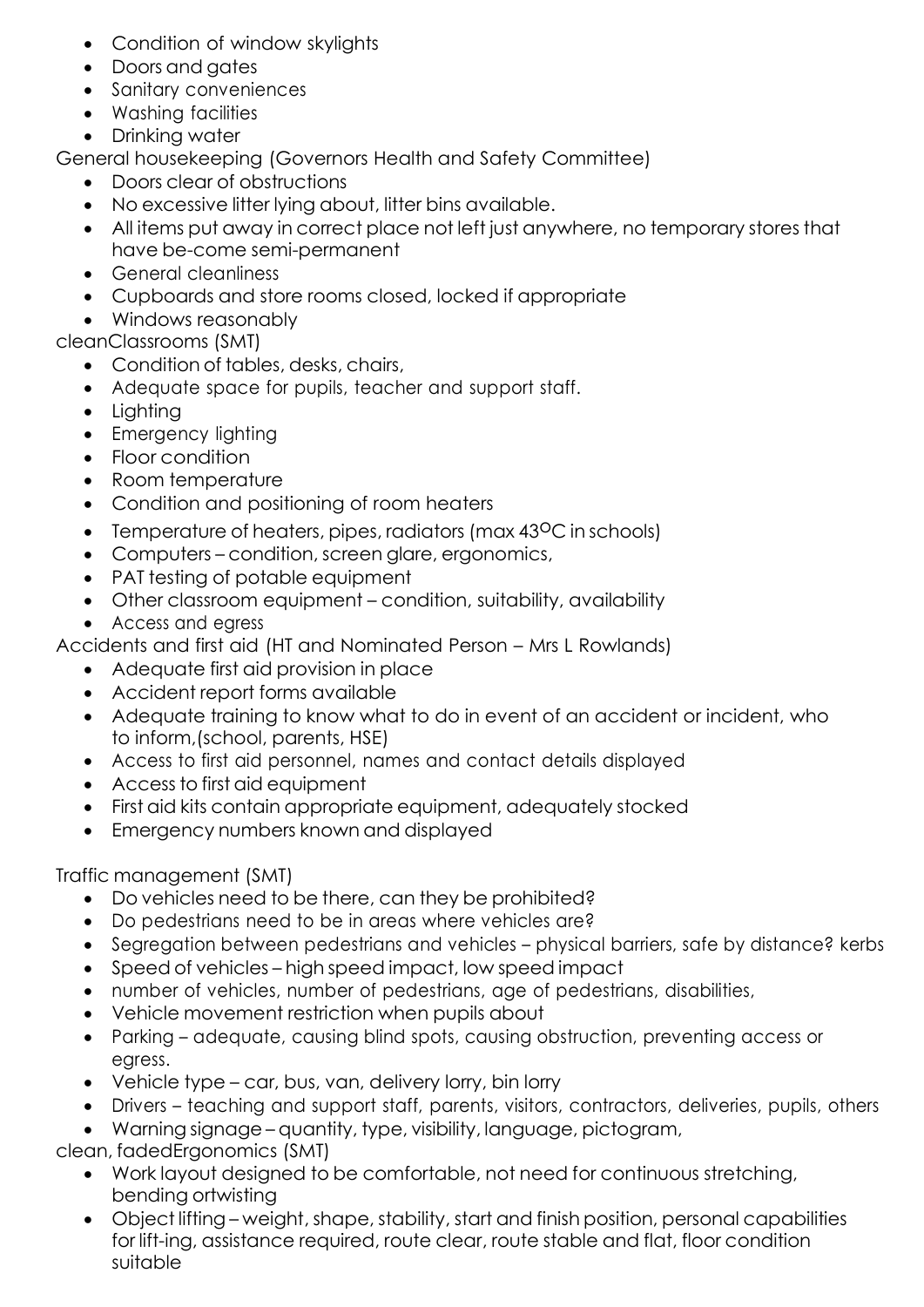- Condition of window skylights
- Doors and gates
- Sanitary conveniences
- Washing facilities
- Drinking water

General housekeeping (Governors Health and Safety Committee)

- Doors clear of obstructions
- No excessive litter lying about, litter bins available.
- All items put away in correct place not left just anywhere, no temporary stores that have be-come semi-permanent
- General cleanliness
- Cupboards and store rooms closed, locked if appropriate
- Windows reasonably

cleanClassrooms (SMT)

- Condition of tables, desks, chairs,
- Adequate space for pupils, teacher and support staff.
- Lighting
- Emergency lighting
- Floor condition
- Room temperature
- Condition and positioning of room heaters
- Temperature of heaters, pipes, radiators (max 43$^{O}$C in schools)
- Computers – condition, screen glare, ergonomics,
- PAT testing of potable equipment
- Other classroom equipment – condition, suitability, availability
- Access and egress

Accidents and first aid (HT and Nominated Person – Mrs L Rowlands)

- Adequate first aid provision in place
- Accident report forms available
- Adequate training to know what to do in event of an accident or incident, who to inform,(school, parents, HSE)
- Access to first aid personnel, names and contact details displayed
- Access to first aid equipment
- First aid kits contain appropriate equipment, adequately stocked
- Emergency numbers known and displayed

Traffic management (SMT)

- Do vehicles need to be there, can they be prohibited?
- Do pedestrians need to be in areas where vehicles are?
- Segregation between pedestrians and vehicles – physical barriers, safe by distance? kerbs
- Speed of vehicles – high speed impact, low speed impact
- number of vehicles, number of pedestrians, age of pedestrians, disabilities,
- Vehicle movement restriction when pupils about
- Parking – adequate, causing blind spots, causing obstruction, preventing access or egress.
- Vehicle type – car, bus, van, delivery lorry, bin lorry
- Drivers – teaching and support staff, parents, visitors, contractors, deliveries, pupils, others
- Warning signage – quantity, type, visibility, language, pictogram,

clean, fadedErgonomics (SMT)

- Work layout designed to be comfortable, not need for continuous stretching, bending ortwisting
- Object lifting – weight, shape, stability, start and finish position, personal capabilities for lift-ing, assistance required, route clear, route stable and flat, floor condition suitable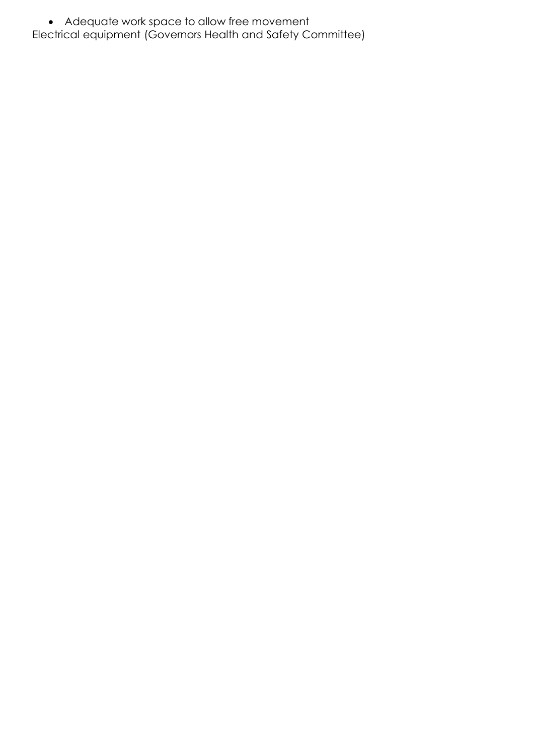- Adequate work space to allow free movement

Electrical equipment (Governors Health and Safety Committee)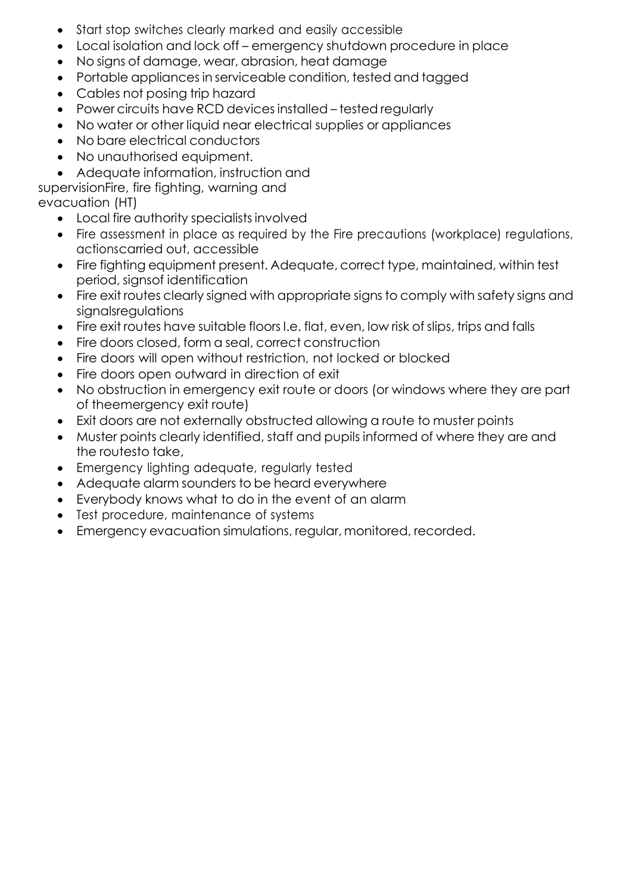- Start stop switches clearly marked and easily accessible
- Local isolation and lock off – emergency shutdown procedure in place
- No signs of damage, wear, abrasion, heat damage
- Portable appliances in serviceable condition, tested and tagged
- Cables not posing trip hazard
- Power circuits have RCD devices installed – tested regularly
- No water or other liquid near electrical supplies or appliances
- No bare electrical conductors
- No unauthorised equipment.
- Adequate information, instruction and supervision

Fire, fire fighting, warning and evacuation (HT)

- Local fire authority specialists involved
- Fire assessment in place as required by the Fire precautions (workplace) regulations, actionscarried out, accessible
- Fire fighting equipment present. Adequate, correct type, maintained, within test period, signsof identification
- Fire exit routes clearly signed with appropriate signs to comply with safety signs and signalsregulations
- Fire exit routes have suitable floors I.e. flat, even, low risk of slips, trips and falls
- Fire doors closed, form a seal, correct construction
- Fire doors will open without restriction, not locked or blocked
- Fire doors open outward in direction of exit
- No obstruction in emergency exit route or doors (or windows where they are part of theemergency exit route)
- Exit doors are not externally obstructed allowing a route to muster points
- Muster points clearly identified, staff and pupils informed of where they are and the routesto take,
- Emergency lighting adequate, regularly tested
- Adequate alarm sounders to be heard everywhere
- Everybody knows what to do in the event of an alarm
- Test procedure, maintenance of systems
- Emergency evacuation simulations, regular, monitored, recorded.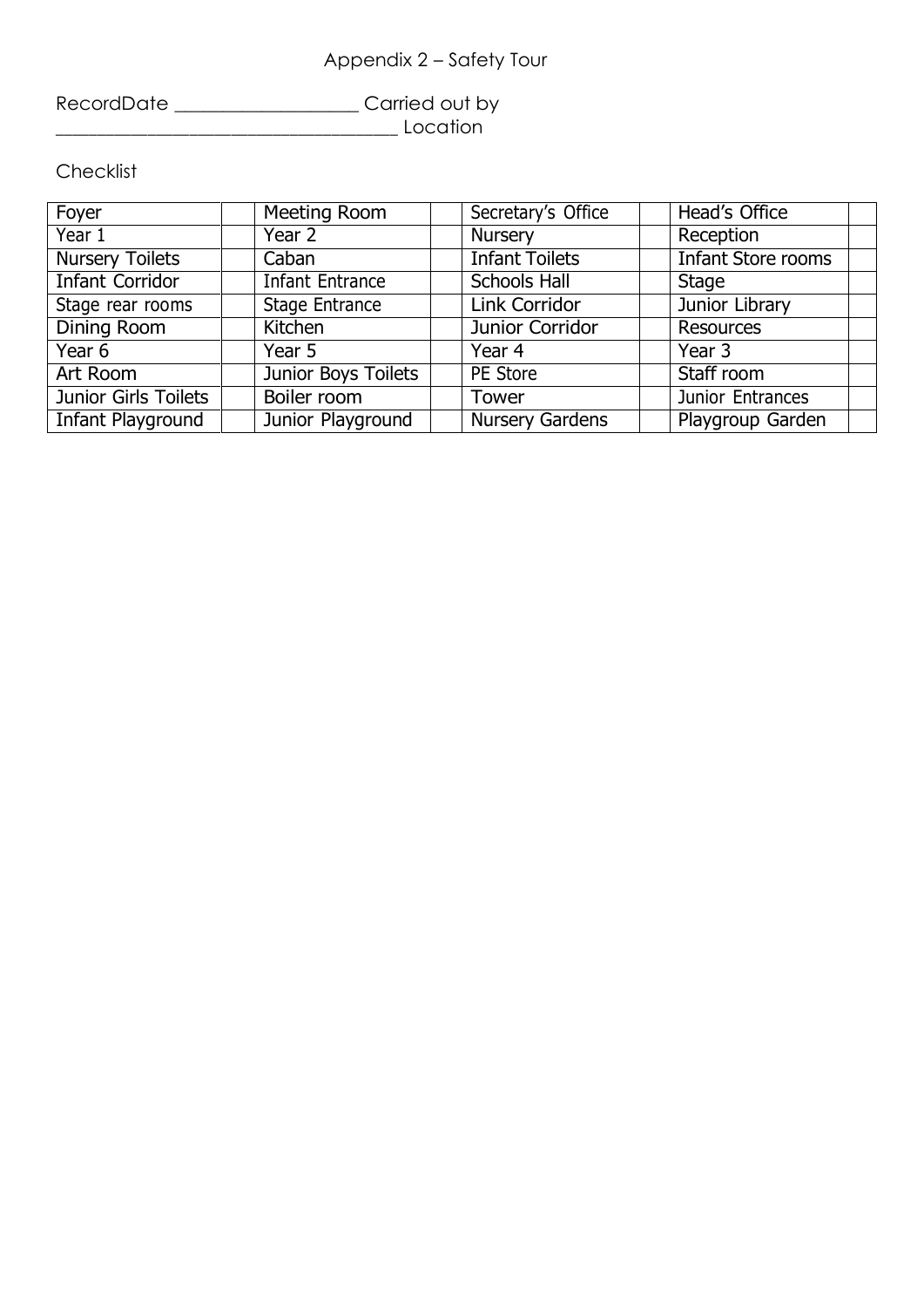Appendix 2 – Safety Tour

RecordDate ____________________ Carried out by ____________________________________ Location

Checklist

| Foyer | | Meeting Room | | Secretary's Office | | Head's Office | |
|---|---|---|---|---|---|---|---|
| Year 1 | | Year 2 | | Nursery | | Reception | |
| Nursery Toilets | | Caban | | Infant Toilets | | Infant Store rooms | |
| Infant Corridor | | Infant Entrance | | Schools Hall | | Stage | |
| Stage rear rooms | | Stage Entrance | | Link Corridor | | Junior Library | |
| Dining Room | | Kitchen | | Junior Corridor | | Resources | |
| Year 6 | | Year 5 | | Year 4 | | Year 3 | |
| Art Room | | Junior Boys Toilets | | PE Store | | Staff room | |
| Junior Girls Toilets | | Boiler room | | Tower | | Junior Entrances | |
| Infant Playground | | Junior Playground | | Nursery Gardens | | Playgroup Garden | |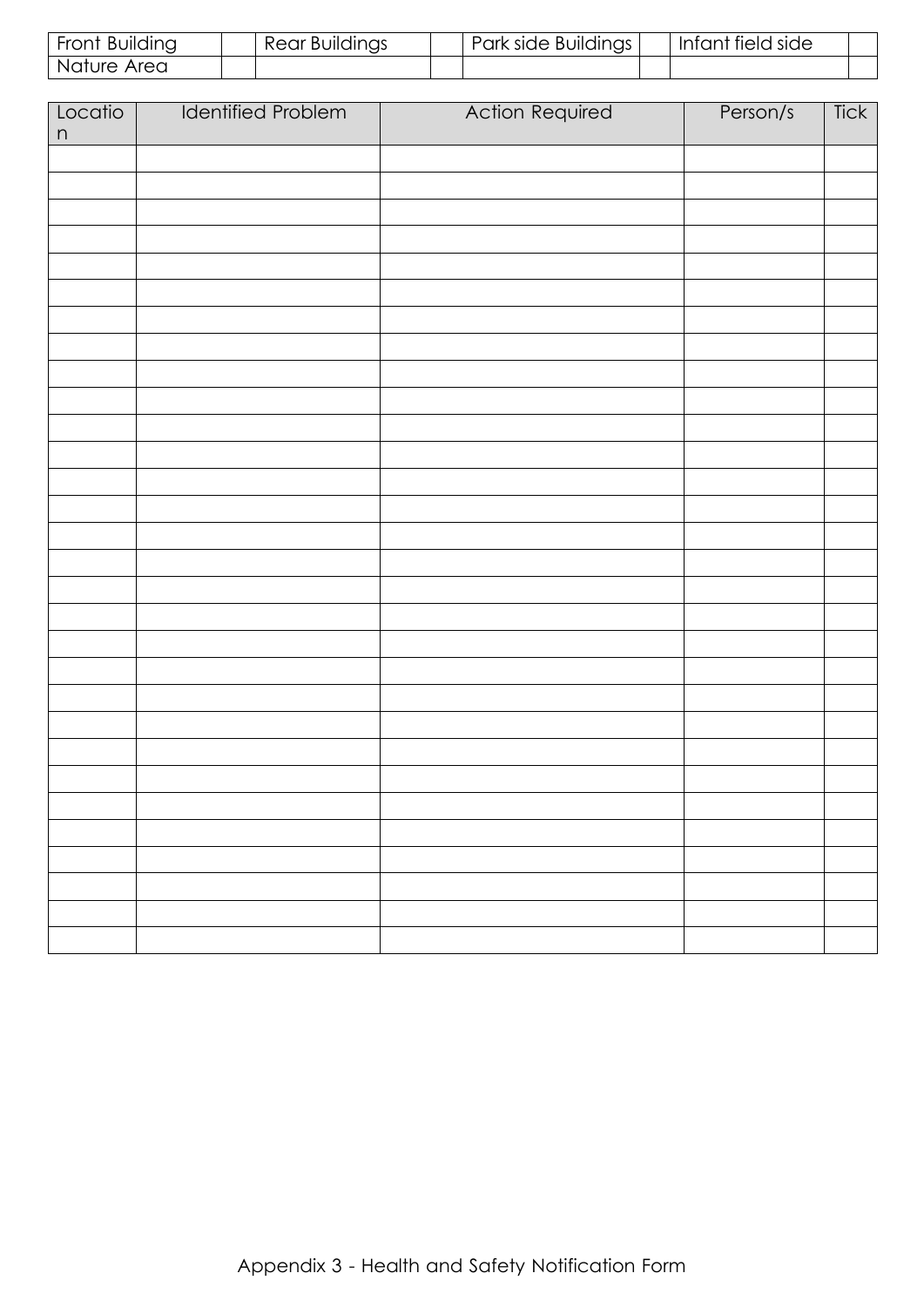| Front Building | | Rear Buildings | | Park side Buildings | | Infant field side | |
|---|---|---|---|---|---|---|---|
| Nature Area | | | | | | | |

| Location | Identified Problem | Action Required | Person/s | Tick |
|---|---|---|---|---|
| | | | | |
| | | | | |
| | | | | |
| | | | | |
| | | | | |
| | | | | |
| | | | | |
| | | | | |
| | | | | |
| | | | | |
| | | | | |
| | | | | |
| | | | | |
| | | | | |
| | | | | |
| | | | | |
| | | | | |
| | | | | |
| | | | | |
| | | | | |
| | | | | |
| | | | | |
| | | | | |
| | | | | |
| | | | | |
| | | | | |
| | | | | |
| | | | | |
| | | | | |
| | | | | |

Appendix 3 - Health and Safety Notification Form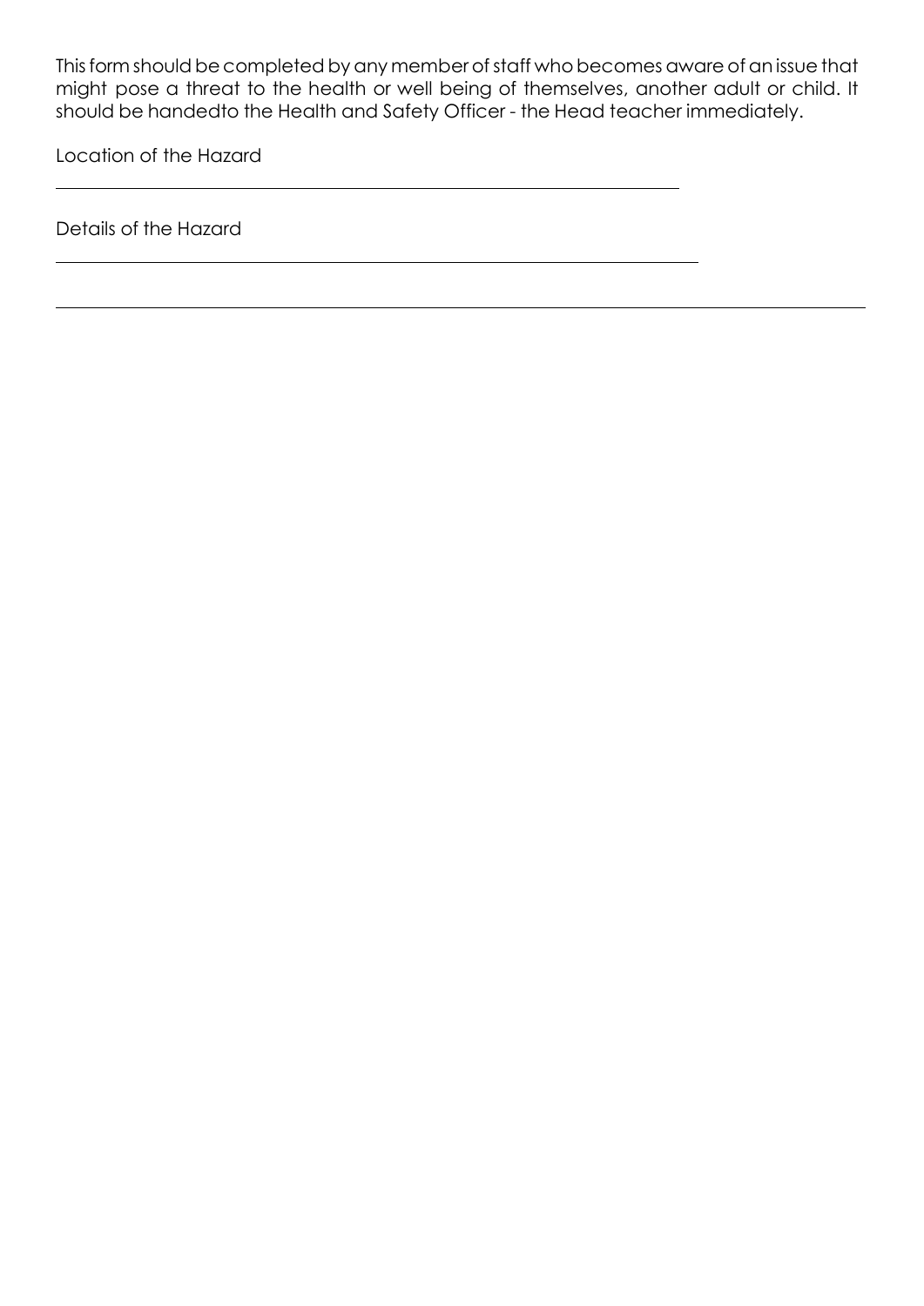This form should be completed by any member of staff who becomes aware of an issue that might pose a threat to the health or well being of themselves, another adult or child. It should be handedto the Health and Safety Officer - the Head teacher immediately.

Location of the Hazard

______________________________________________________________

Details of the Hazard

______________________________________________________________

______________________________________________________________________________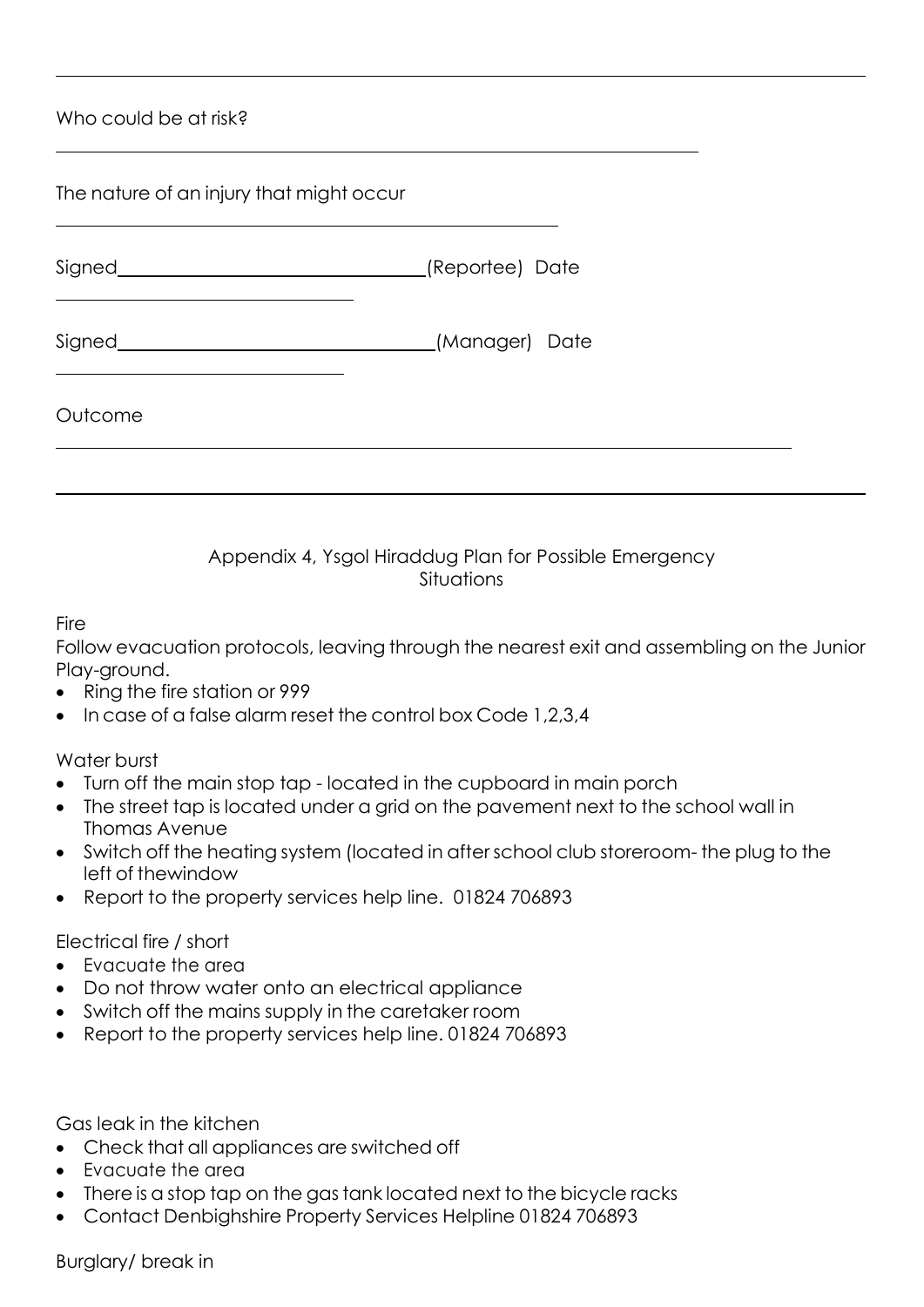---

Who could be at risk?

______________________________________________________________

The nature of an injury that might occur

______________________________________________________________

Signed______________________________(Reportee) Date

______________________________

Signed______________________________(Manager) Date

______________________________

Outcome

______________________________________________________________

---

Appendix 4, Ysgol Hiraddug Plan for Possible Emergency Situations

Fire

Follow evacuation protocols, leaving through the nearest exit and assembling on the Junior Play-ground.

- Ring the fire station or 999
- In case of a false alarm reset the control box Code 1,2,3,4

Water burst

- Turn off the main stop tap - located in the cupboard in main porch
- The street tap is located under a grid on the pavement next to the school wall in Thomas Avenue
- Switch off the heating system (located in after school club storeroom- the plug to the left of thewindow
- Report to the property services help line. 01824 706893

Electrical fire / short

- Evacuate the area
- Do not throw water onto an electrical appliance
- Switch off the mains supply in the caretaker room
- Report to the property services help line. 01824 706893

Gas leak in the kitchen

- Check that all appliances are switched off
- Evacuate the area
- There is a stop tap on the gas tank located next to the bicycle racks
- Contact Denbighshire Property Services Helpline 01824 706893

Burglary/ break in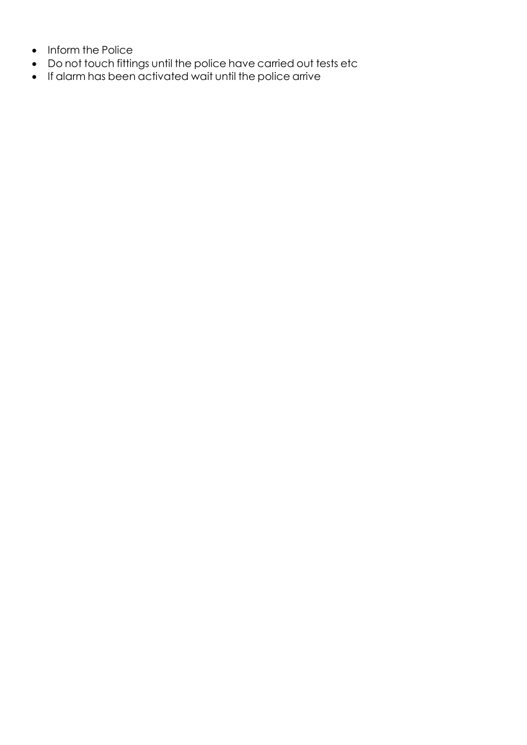- Inform the Police
- Do not touch fittings until the police have carried out tests etc
- If alarm has been activated wait until the police arrive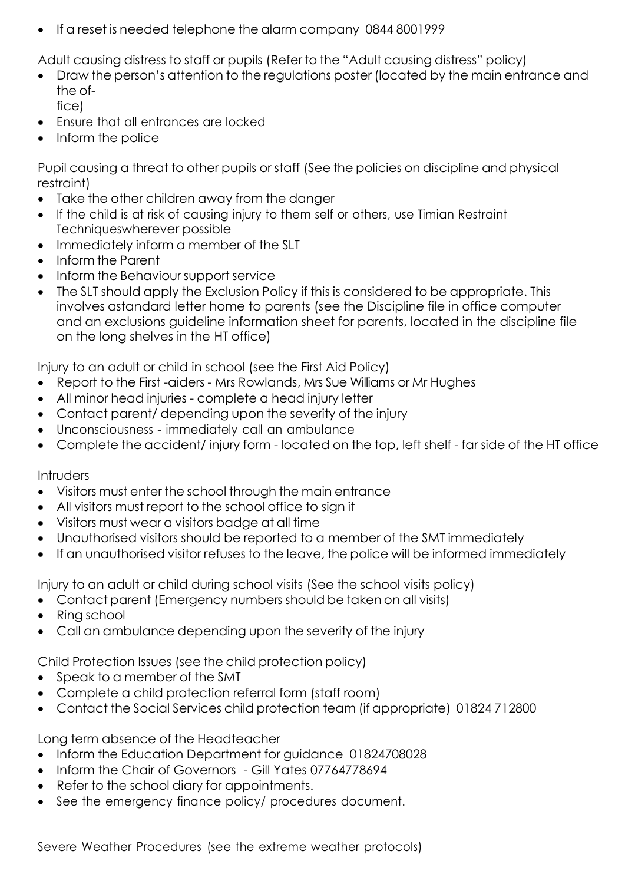- If a reset is needed telephone the alarm company 0844 8001999

Adult causing distress to staff or pupils (Refer to the "Adult causing distress" policy)

- Draw the person's attention to the regulations poster (located by the main entrance and the office)
- Ensure that all entrances are locked
- Inform the police

Pupil causing a threat to other pupils or staff (See the policies on discipline and physical restraint)

- Take the other children away from the danger
- If the child is at risk of causing injury to them self or others, use Timian Restraint Techniqueswherever possible
- Immediately inform a member of the SLT
- Inform the Parent
- Inform the Behaviour support service
- The SLT should apply the Exclusion Policy if this is considered to be appropriate. This involves astandard letter home to parents (see the Discipline file in office computer and an exclusions guideline information sheet for parents, located in the discipline file on the long shelves in the HT office)

Injury to an adult or child in school (see the First Aid Policy)

- Report to the First -aiders - Mrs Rowlands, Mrs Sue Williams or Mr Hughes
- All minor head injuries - complete a head injury letter
- Contact parent/ depending upon the severity of the injury
- Unconsciousness - immediately call an ambulance
- Complete the accident/ injury form - located on the top, left shelf - far side of the HT office

Intruders

- Visitors must enter the school through the main entrance
- All visitors must report to the school office to sign it
- Visitors must wear a visitors badge at all time
- Unauthorised visitors should be reported to a member of the SMT immediately
- If an unauthorised visitor refuses to the leave, the police will be informed immediately

Injury to an adult or child during school visits (See the school visits policy)

- Contact parent (Emergency numbers should be taken on all visits)
- Ring school
- Call an ambulance depending upon the severity of the injury

Child Protection Issues (see the child protection policy)

- Speak to a member of the SMT
- Complete a child protection referral form (staff room)
- Contact the Social Services child protection team (if appropriate) 01824 712800

Long term absence of the Headteacher

- Inform the Education Department for guidance 01824708028
- Inform the Chair of Governors - Gill Yates 07764778694
- Refer to the school diary for appointments.
- See the emergency finance policy/ procedures document.

Severe Weather Procedures (see the extreme weather protocols)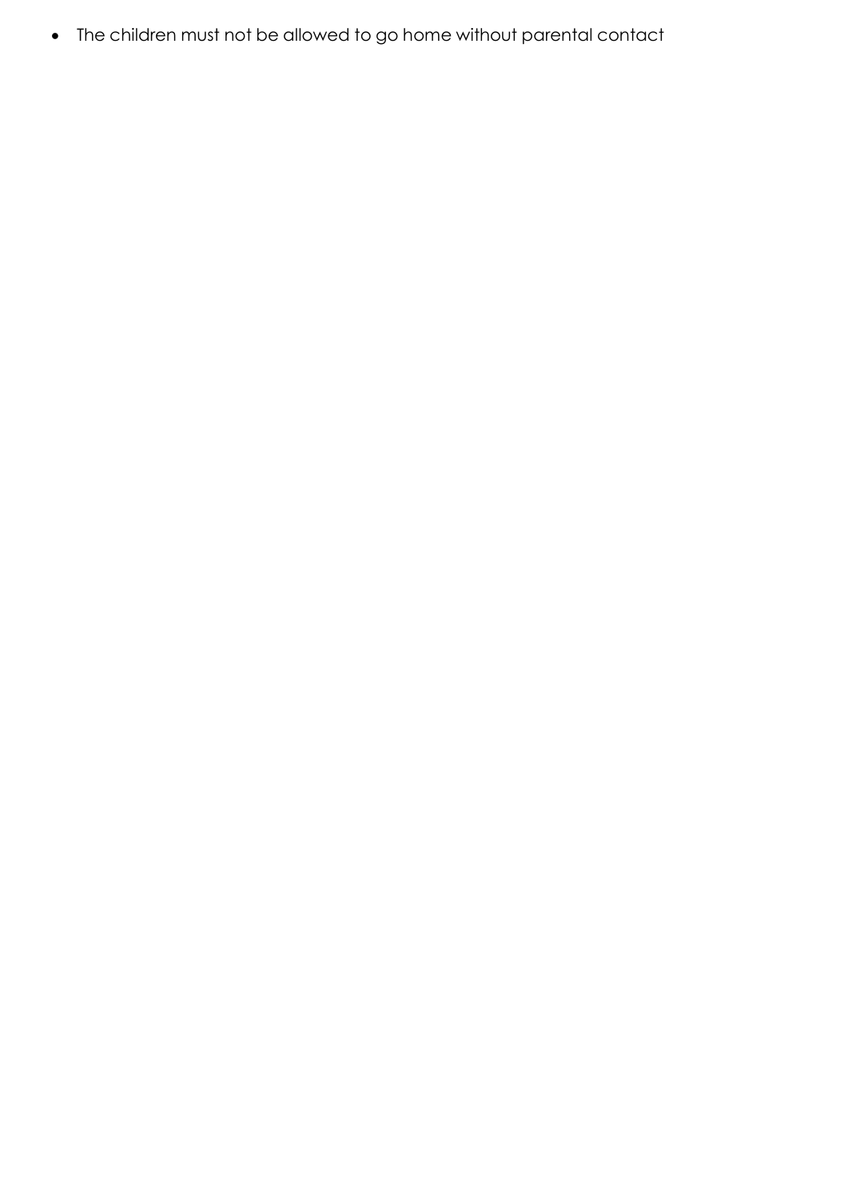- The children must not be allowed to go home without parental contact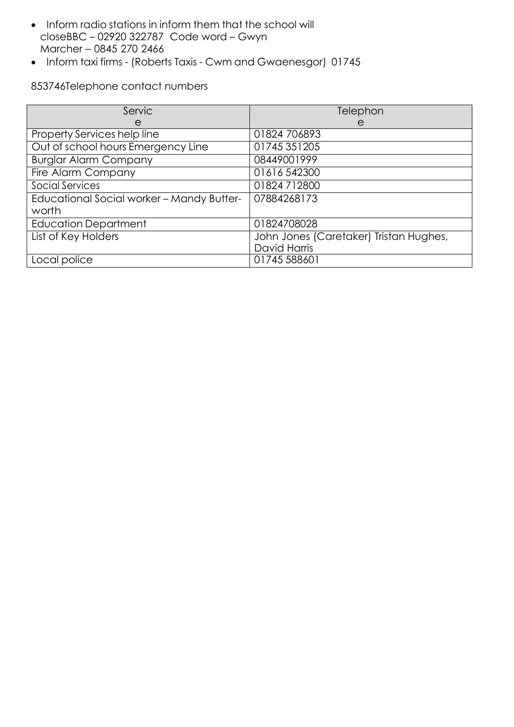- Inform radio stations in inform them that the school will closeBBC – 02920 322787 Code word – Gwyn Marcher – 0845 270 2466
- Inform taxi firms - (Roberts Taxis - Cwm and Gwaenesgor) 01745

853746Telephone contact numbers

| Service | Telephone |
|---|---|
| Property Services help line | 01824 706893 |
| Out of school hours Emergency Line | 01745 351205 |
| Burglar Alarm Company | 08449001999 |
| Fire Alarm Company | 01616 542300 |
| Social Services | 01824 712800 |
| Educational Social worker – Mandy Butter-worth | 07884268173 |
| Education Department | 01824708028 |
| List of Key Holders | John Jones (Caretaker) Tristan Hughes, David Harris |
| Local police | 01745 588601 |